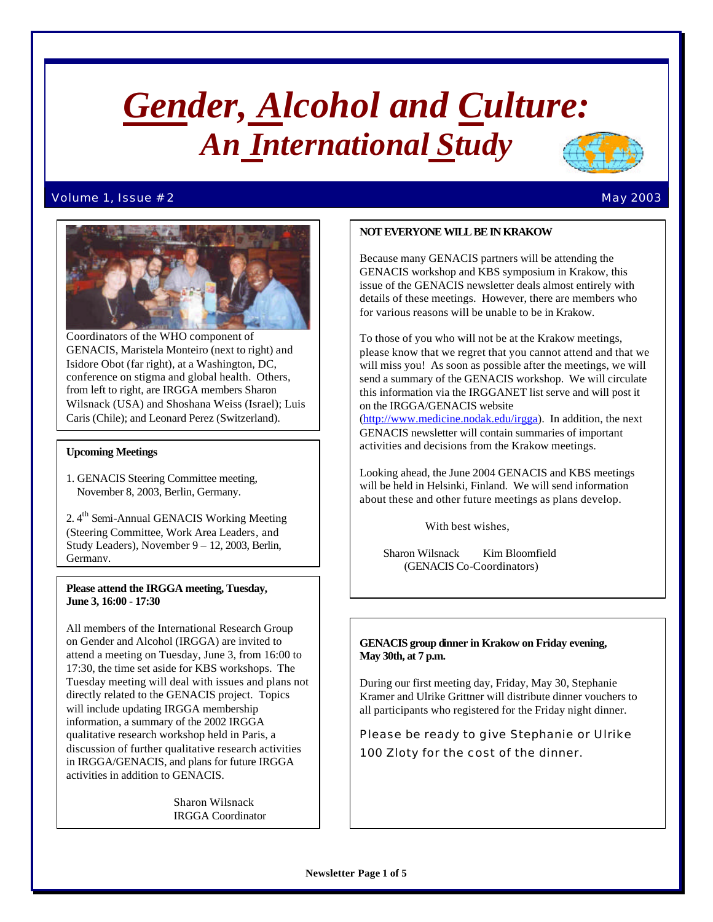# *Gender, Alcohol and Culture: An International Study*

Volume 1, Issue #2 May 2003

Coordinators of the WHO component of GENACIS, Maristela Monteiro (next to right) and Isidore Obot (far right), at a Washington, DC, conference on stigma and global health. Others, from left to right, are IRGGA members Sharon Wilsnack (USA) and Shoshana Weiss (Israel); Luis Caris (Chile); and Leonard Perez (Switzerland).

**Upcoming Meetings**

1. GENACIS Steering Committee meeting, November 8, 2003, Berlin, Germany.

2. 4th Semi-Annual GENACIS Working Meeting (Steering Committee, Work Area Leaders, and Study Leaders), November 9 – 12, 2003, Berlin, Germany.

**Please attend the IRGGA meeting, Tuesday, June 3, 16:00 - 17:30**

All members of the International Research Group on Gender and Alcohol (IRGGA) are invited to attend a meeting on Tuesday, June 3, from 16:00 to 17:30, the time set aside for KBS workshops. The Tuesday meeting will deal with issues and plans not directly related to the GENACIS project. Topics will include updating IRGGA membership information, a summary of the 2002 IRGGA qualitative research workshop held in Paris, a discussion of further qualitative research activities in IRGGA/GENACIS, and plans for future IRGGA activities in addition to GENACIS.

Sharon Wilsnack
IRGGA Coordinator

**NOT EVERYONE WILL BE IN KRAKOW**

Because many GENACIS partners will be attending the GENACIS workshop and KBS symposium in Krakow, this issue of the GENACIS newsletter deals almost entirely with details of these meetings. However, there are members who for various reasons will be unable to be in Krakow.

To those of you who will not be at the Krakow meetings, please know that we regret that you cannot attend and that we will miss you! As soon as possible after the meetings, we will send a summary of the GENACIS workshop. We will circulate this information via the IRGGANET list serve and will post it on the IRGGA/GENACIS website (http://www.medicine.nodak.edu/irgga). In addition, the next GENACIS newsletter will contain summaries of important activities and decisions from the Krakow meetings.

Looking ahead, the June 2004 GENACIS and KBS meetings will be held in Helsinki, Finland. We will send information about these and other future meetings as plans develop.

With best wishes,

Sharon Wilsnack Kim Bloomfield
(GENACIS Co-Coordinators)

**GENACIS group dinner in Krakow on Friday evening, May 30th, at 7 p.m.**

During our first meeting day, Friday, May 30, Stephanie Kramer and Ulrike Grittner will distribute dinner vouchers to all participants who registered for the Friday night dinner.

Please be ready to give Stephanie or Ulrike 100 Zloty for the cost of the dinner.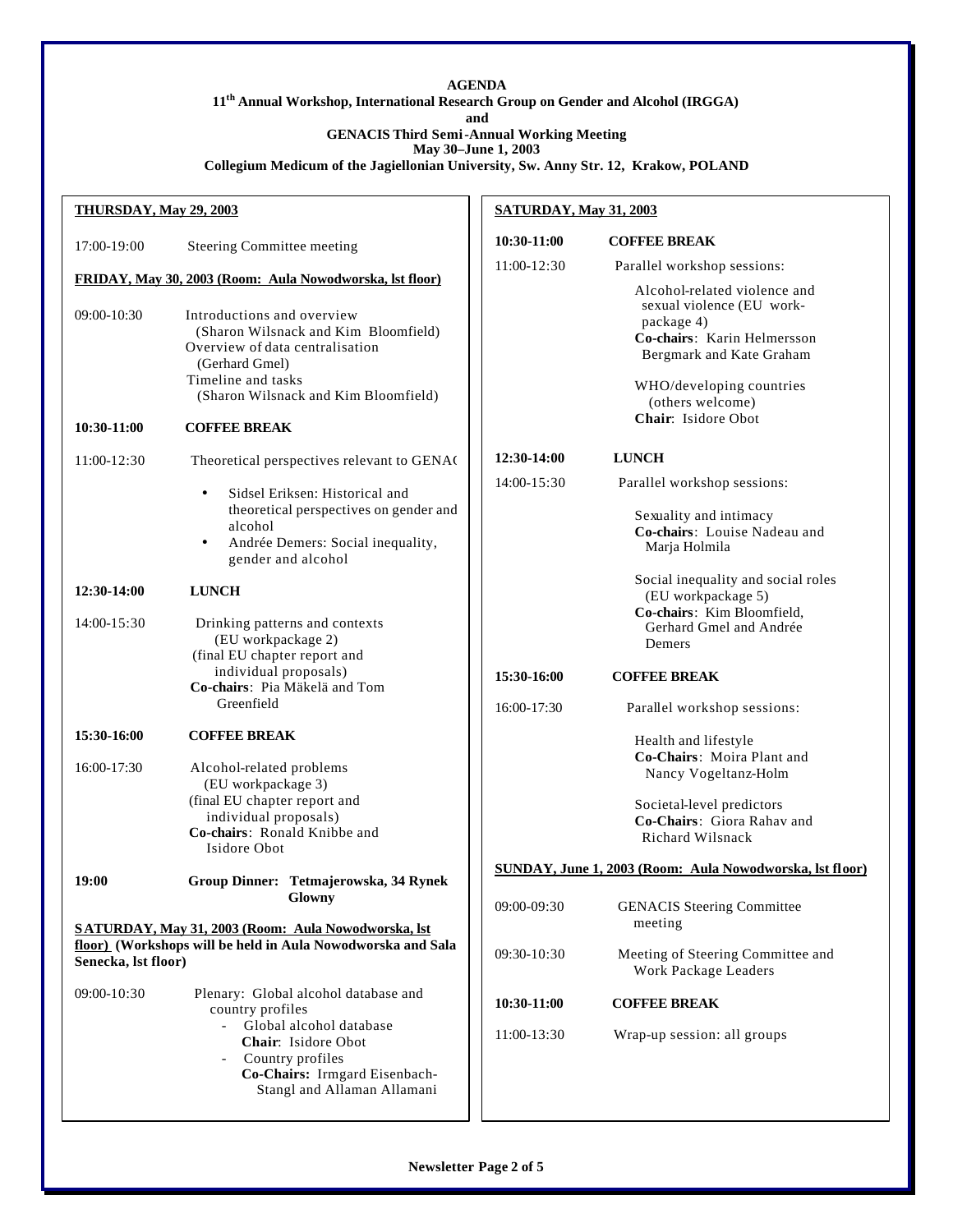**AGENDA**

**11th Annual Workshop, International Research Group on Gender and Alcohol (IRGGA)**

**and**

**GENACIS Third Semi-Annual Working Meeting**

**May 30–June 1, 2003**

**Collegium Medicum of the Jagiellonian University, Sw. Anny Str. 12, Krakow, POLAND**

**THURSDAY, May 29, 2003**

17:00-19:00 Steering Committee meeting

**FRIDAY, May 30, 2003 (Room: Aula Nowodworska, lst floor)**

09:00-10:30 Introductions and overview (Sharon Wilsnack and Kim Bloomfield)
Overview of data centralisation (Gerhard Gmel)
Timeline and tasks (Sharon Wilsnack and Kim Bloomfield)

**10:30-11:00 COFFEE BREAK**

11:00-12:30 Theoretical perspectives relevant to GENAC

- Sidsel Eriksen: Historical and theoretical perspectives on gender and alcohol
- Andrée Demers: Social inequality, gender and alcohol

**12:30-14:00 LUNCH**

14:00-15:30 Drinking patterns and contexts (EU workpackage 2) (final EU chapter report and individual proposals)
**Co-chairs**: Pia Mäkelä and Tom Greenfield

**15:30-16:00 COFFEE BREAK**

16:00-17:30 Alcohol-related problems (EU workpackage 3) (final EU chapter report and individual proposals)
**Co-chairs**: Ronald Knibbe and Isidore Obot

**19:00 Group Dinner: Tetmajerowska, 34 Rynek Glowny**

**SATURDAY, May 31, 2003 (Room: Aula Nowodworska, lst floor) (Workshops will be held in Aula Nowodworska and Sala Senecka, lst floor)**

09:00-10:30 Plenary: Global alcohol database and country profiles

- Global alcohol database
  **Chair**: Isidore Obot
- Country profiles
  **Co-Chairs:** Irmgard Eisenbach-Stangl and Allaman Allamani

**SATURDAY, May 31, 2003**

**10:30-11:00 COFFEE BREAK**

11:00-12:30 Parallel workshop sessions:

Alcohol-related violence and sexual violence (EU work-package 4)
**Co-chairs**: Karin Helmersson Bergmark and Kate Graham

WHO/developing countries (others welcome)
**Chair**: Isidore Obot

**12:30-14:00 LUNCH**

14:00-15:30 Parallel workshop sessions:

Sexuality and intimacy
**Co-chairs**: Louise Nadeau and Marja Holmila

Social inequality and social roles (EU workpackage 5)
**Co-chairs**: Kim Bloomfield, Gerhard Gmel and Andrée Demers

**15:30-16:00 COFFEE BREAK**

16:00-17:30 Parallel workshop sessions:

Health and lifestyle
**Co-Chairs**: Moira Plant and Nancy Vogeltanz-Holm

Societal-level predictors
**Co-Chairs**: Giora Rahav and Richard Wilsnack

**SUNDAY, June 1, 2003 (Room: Aula Nowodworska, lst floor)**

09:00-09:30 GENACIS Steering Committee meeting

09:30-10:30 Meeting of Steering Committee and Work Package Leaders

**10:30-11:00 COFFEE BREAK**

11:00-13:30 Wrap-up session: all groups

**Newsletter Page 2 of 5**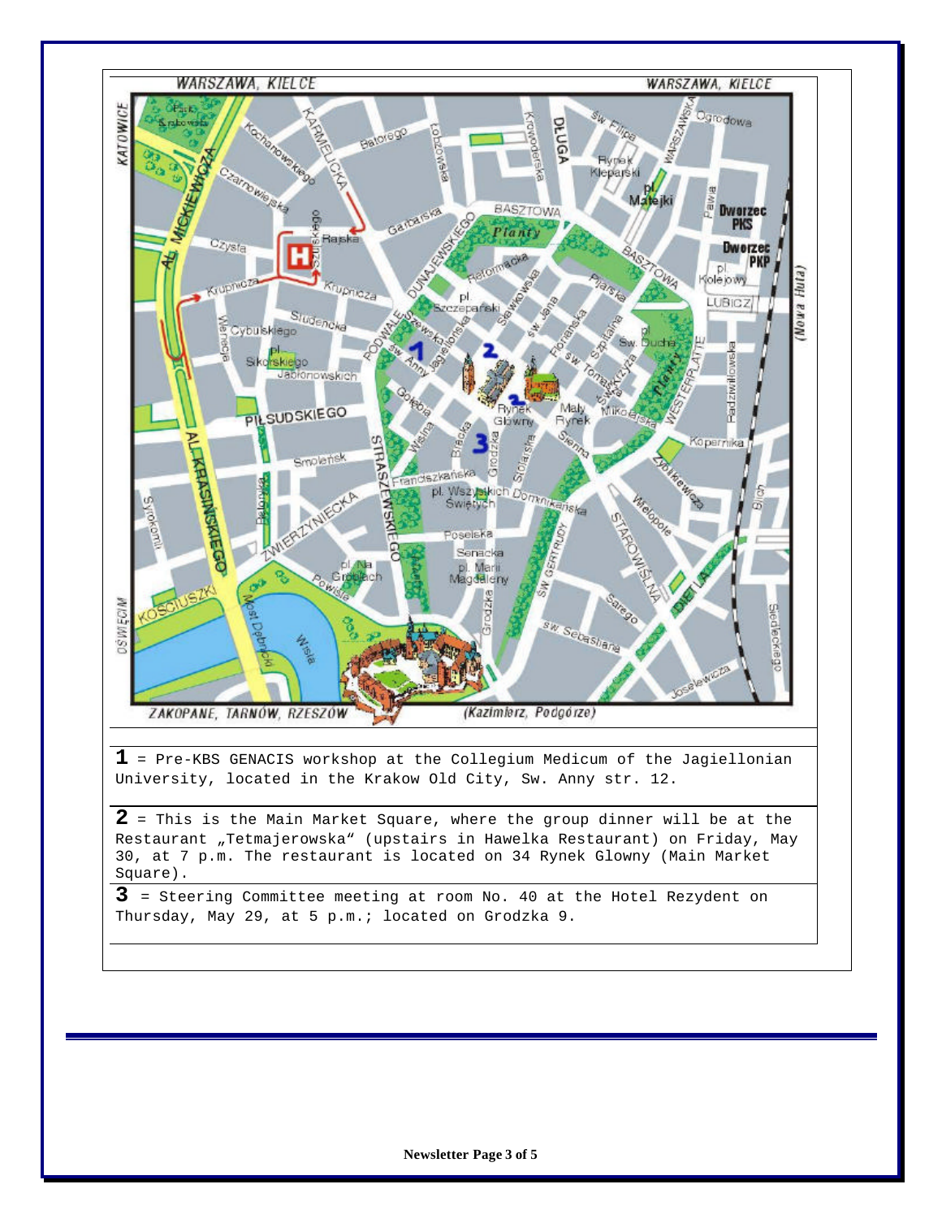**1** = Pre-KBS GENACIS workshop at the Collegium Medicum of the Jagiellonian University, located in the Krakow Old City, Sw. Anny str. 12.

**2** = This is the Main Market Square, where the group dinner will be at the Restaurant „Tetmajerowska" (upstairs in Hawelka Restaurant) on Friday, May 30, at 7 p.m. The restaurant is located on 34 Rynek Glowny (Main Market Square).

**3** = Steering Committee meeting at room No. 40 at the Hotel Rezydent on Thursday, May 29, at 5 p.m.; located on Grodzka 9.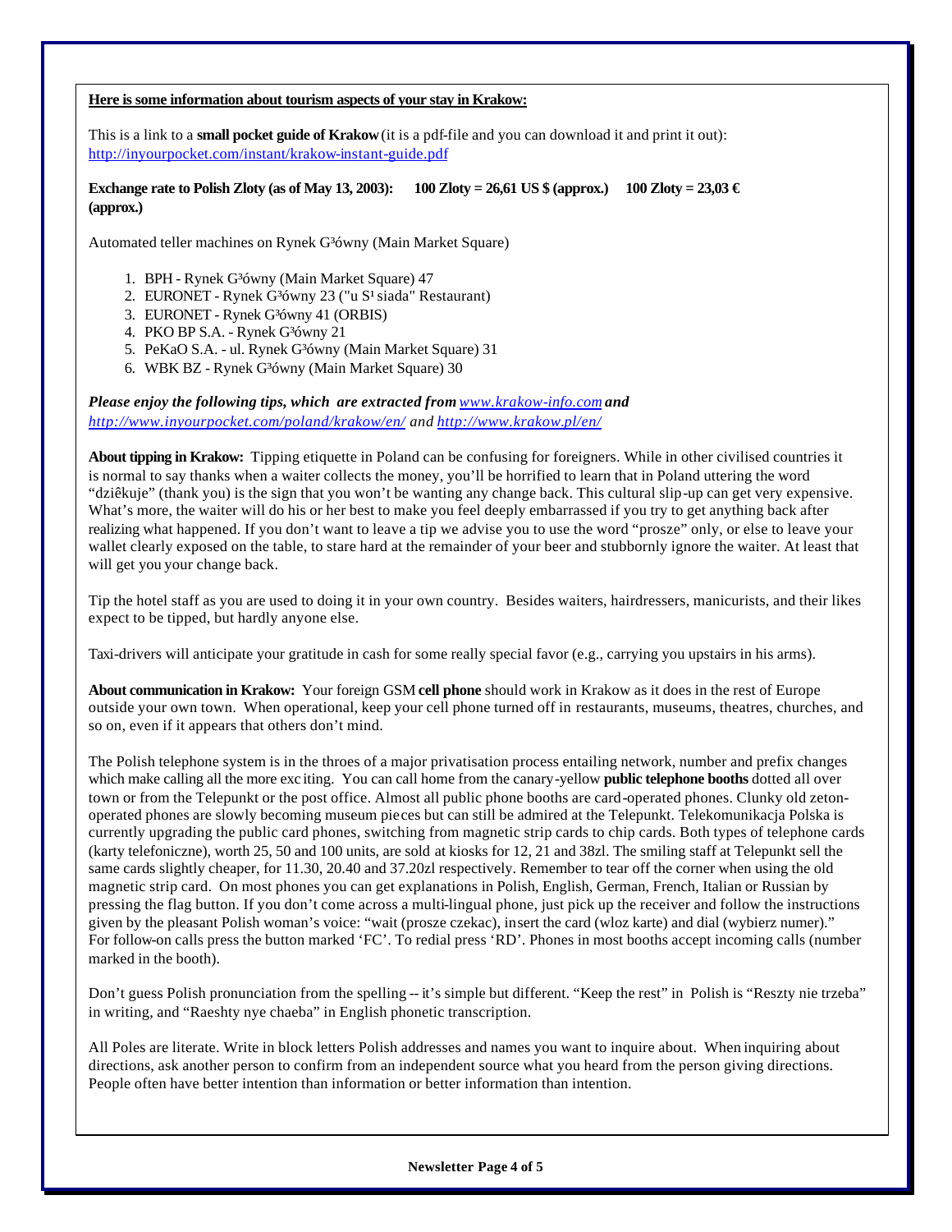**Here is some information about tourism aspects of your stay in Krakow:**

This is a link to a **small pocket guide of Krakow** (it is a pdf-file and you can download it and print it out): http://inyourpocket.com/instant/krakow-instant-guide.pdf

**Exchange rate to Polish Zloty (as of May 13, 2003): 100 Zloty = 26,61 US $ (approx.) 100 Zloty = 23,03 € (approx.)**

Automated teller machines on Rynek G³ówny (Main Market Square)

1. BPH - Rynek G³ówny (Main Market Square) 47
2. EURONET - Rynek G³ówny 23 ("u S¹siada" Restaurant)
3. EURONET - Rynek G³ówny 41 (ORBIS)
4. PKO BP S.A. - Rynek G³ówny 21
5. PeKaO S.A. - ul. Rynek G³ówny (Main Market Square) 31
6. WBK BZ - Rynek G³ówny (Main Market Square) 30

***Please enjoy the following tips, which are extracted from www.krakow-info.com and http://www.inyourpocket.com/poland/krakow/en/ and http://www.krakow.pl/en/***

**About tipping in Krakow:** Tipping etiquette in Poland can be confusing for foreigners. While in other civilised countries it is normal to say thanks when a waiter collects the money, you'll be horrified to learn that in Poland uttering the word "dziêkuje" (thank you) is the sign that you won't be wanting any change back. This cultural slip-up can get very expensive. What's more, the waiter will do his or her best to make you feel deeply embarrassed if you try to get anything back after realizing what happened. If you don't want to leave a tip we advise you to use the word "prosze" only, or else to leave your wallet clearly exposed on the table, to stare hard at the remainder of your beer and stubbornly ignore the waiter. At least that will get you your change back.

Tip the hotel staff as you are used to doing it in your own country. Besides waiters, hairdressers, manicurists, and their likes expect to be tipped, but hardly anyone else.

Taxi-drivers will anticipate your gratitude in cash for some really special favor (e.g., carrying you upstairs in his arms).

**About communication in Krakow:** Your foreign GSM **cell phone** should work in Krakow as it does in the rest of Europe outside your own town. When operational, keep your cell phone turned off in restaurants, museums, theatres, churches, and so on, even if it appears that others don't mind.

The Polish telephone system is in the throes of a major privatisation process entailing network, number and prefix changes which make calling all the more exciting. You can call home from the canary-yellow **public telephone booths** dotted all over town or from the Telepunkt or the post office. Almost all public phone booths are card-operated phones. Clunky old zeton-operated phones are slowly becoming museum pieces but can still be admired at the Telepunkt. Telekomunikacja Polska is currently upgrading the public card phones, switching from magnetic strip cards to chip cards. Both types of telephone cards (karty telefoniczne), worth 25, 50 and 100 units, are sold at kiosks for 12, 21 and 38zl. The smiling staff at Telepunkt sell the same cards slightly cheaper, for 11.30, 20.40 and 37.20zl respectively. Remember to tear off the corner when using the old magnetic strip card. On most phones you can get explanations in Polish, English, German, French, Italian or Russian by pressing the flag button. If you don't come across a multi-lingual phone, just pick up the receiver and follow the instructions given by the pleasant Polish woman's voice: "wait (prosze czekac), insert the card (wloz karte) and dial (wybierz numer)." For follow-on calls press the button marked 'FC'. To redial press 'RD'. Phones in most booths accept incoming calls (number marked in the booth).

Don't guess Polish pronunciation from the spelling -- it's simple but different. "Keep the rest" in Polish is "Reszty nie trzeba" in writing, and "Raeshty nye chaeba" in English phonetic transcription.

All Poles are literate. Write in block letters Polish addresses and names you want to inquire about. When inquiring about directions, ask another person to confirm from an independent source what you heard from the person giving directions. People often have better intention than information or better information than intention.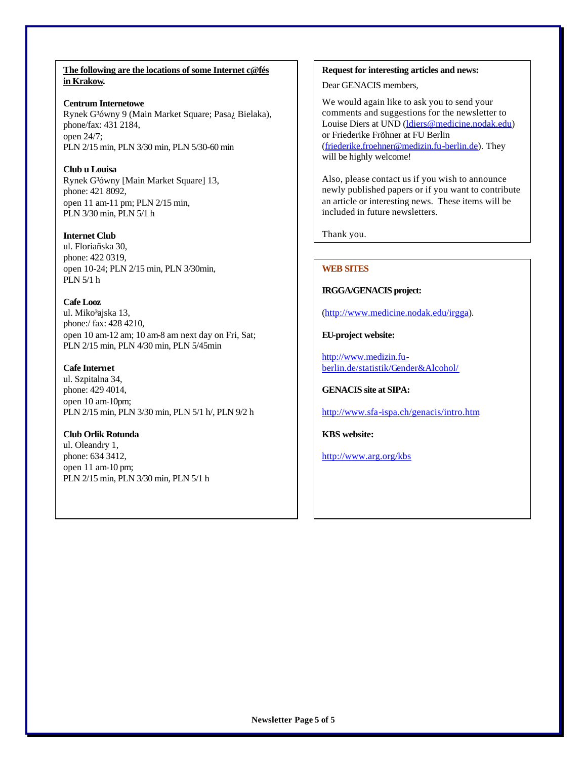**The following are the locations of some Internet c@fés in Krakow.**

**Centrum Internetowe**
Rynek G³ówny 9 (Main Market Square; Pasa¿ Bielaka),
phone/fax: 431 2184,
open 24/7;
PLN 2/15 min, PLN 3/30 min, PLN 5/30-60 min

**Club u Louisa**
Rynek G³ówny [Main Market Square] 13,
phone: 421 8092,
open 11 am-11 pm; PLN 2/15 min,
PLN 3/30 min, PLN 5/1 h

**Internet Club**
ul. Floriañska 30,
phone: 422 0319,
open 10-24; PLN 2/15 min, PLN 3/30min,
PLN 5/1 h

**Cafe Looz**
ul. Miko³ajska 13,
phone:/ fax: 428 4210,
open 10 am-12 am; 10 am-8 am next day on Fri, Sat;
PLN 2/15 min, PLN 4/30 min, PLN 5/45min

**Cafe Internet**
ul. Szpitalna 34,
phone: 429 4014,
open 10 am-10pm;
PLN 2/15 min, PLN 3/30 min, PLN 5/1 h/, PLN 9/2 h

**Club Orlik Rotunda**
ul. Oleandry 1,
phone: 634 3412,
open 11 am-10 pm;
PLN 2/15 min, PLN 3/30 min, PLN 5/1 h

**Request for interesting articles and news:**

Dear GENACIS members,

We would again like to ask you to send your comments and suggestions for the newsletter to Louise Diers at UND (ldiers@medicine.nodak.edu) or Friederike Fröhner at FU Berlin (friederike.froehner@medizin.fu-berlin.de). They will be highly welcome!

Also, please contact us if you wish to announce newly published papers or if you want to contribute an article or interesting news. These items will be included in future newsletters.

Thank you.

**WEB SITES**

**IRGGA/GENACIS project:**

(http://www.medicine.nodak.edu/irgga).

**EU-project website:**

http://www.medizin.fu-berlin.de/statistik/Gender&Alcohol/

**GENACIS site at SIPA:**

http://www.sfa-ispa.ch/genacis/intro.htm

**KBS website:**

http://www.arg.org/kbs